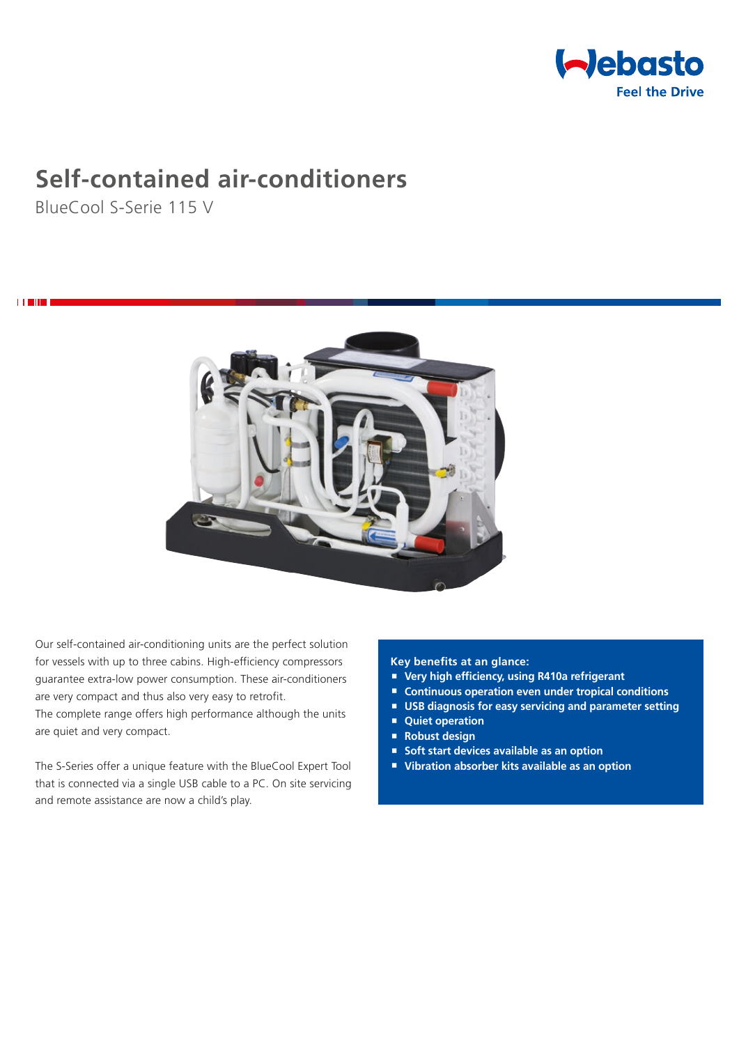# Self-contained air-conditioners

BlueCool S-Serie 115 V

Our self-contained air-conditioning units are the perfect solution for vessels with up to three cabins. High-efficiency compressors guarantee extra-low power consumption. These air-conditioners are very compact and thus also very easy to retrofit.
The complete range offers high performance although the units are quiet and very compact.

The S-Series offer a unique feature with the BlueCool Expert Tool that is connected via a single USB cable to a PC. On site servicing and remote assistance are now a child's play.

**Key benefits at an glance:**

- **Very high efficiency, using R410a refrigerant**
- **Continuous operation even under tropical conditions**
- **USB diagnosis for easy servicing and parameter setting**
- **Quiet operation**
- **Robust design**
- **Soft start devices available as an option**
- **Vibration absorber kits available as an option**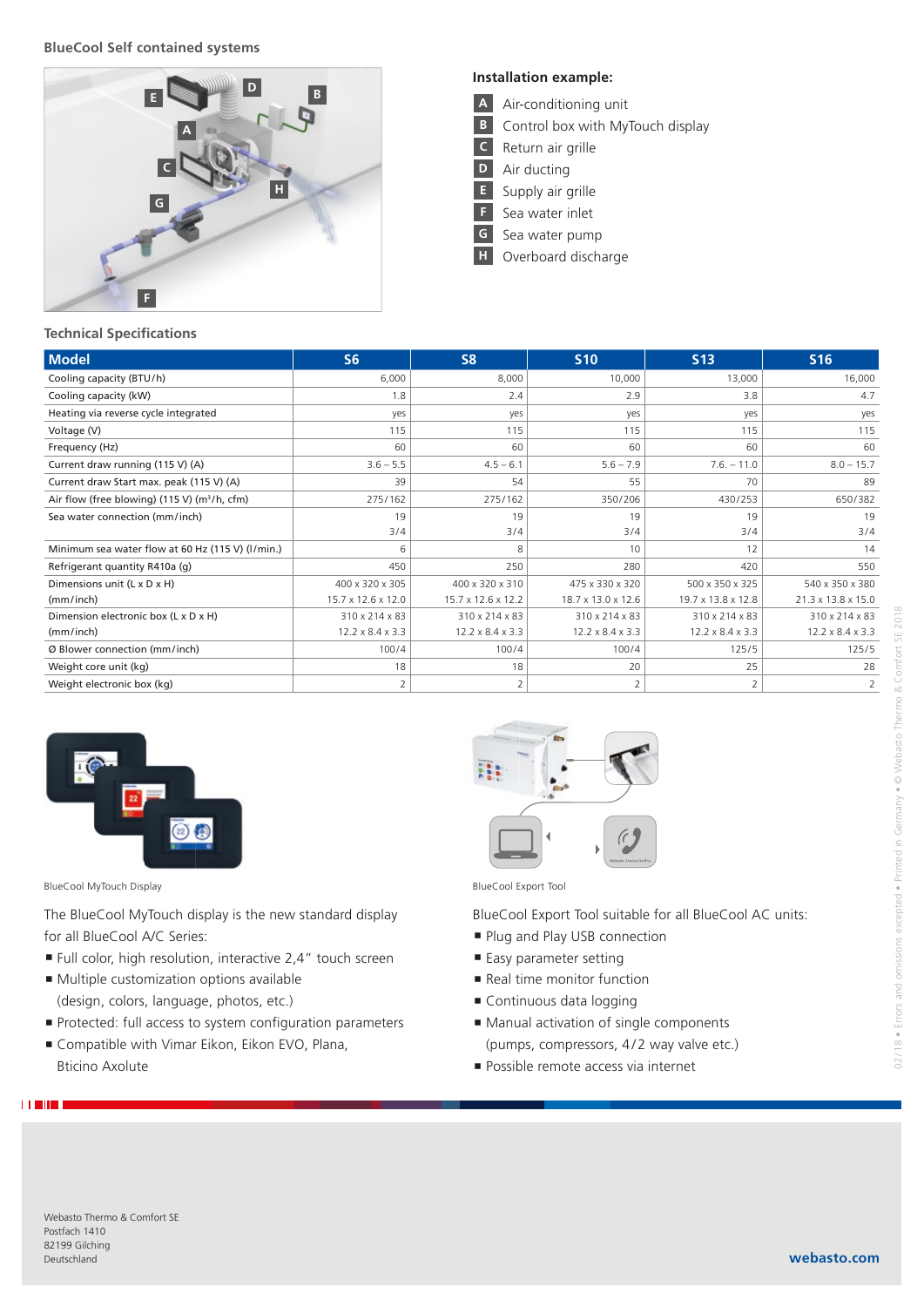## BlueCool Self contained systems

### Installation example:

- **A** Air-conditioning unit
- **B** Control box with MyTouch display
- **C** Return air grille
- **D** Air ducting
- **E** Supply air grille
- **F** Sea water inlet
- **G** Sea water pump
- **H** Overboard discharge

### Technical Specifications

| Model | S6 | S8 | S10 | S13 | S16 |
|---|---|---|---|---|---|
| Cooling capacity (BTU/h) | 6,000 | 8,000 | 10,000 | 13,000 | 16,000 |
| Cooling capacity (kW) | 1.8 | 2.4 | 2.9 | 3.8 | 4.7 |
| Heating via reverse cycle integrated | yes | yes | yes | yes | yes |
| Voltage (V) | 115 | 115 | 115 | 115 | 115 |
| Frequency (Hz) | 60 | 60 | 60 | 60 | 60 |
| Current draw running (115 V) (A) | 3.6 – 5.5 | 4.5 – 6.1 | 5.6 – 7.9 | 7.6. – 11.0 | 8.0 – 15.7 |
| Current draw Start max. peak (115 V) (A) | 39 | 54 | 55 | 70 | 89 |
| Air flow (free blowing) (115 V) ($m^3$/h, cfm) | 275/162 | 275/162 | 350/206 | 430/253 | 650/382 |
| Sea water connection (mm/inch) | 19<br>3/4 | 19<br>3/4 | 19<br>3/4 | 19<br>3/4 | 19<br>3/4 |
| Minimum sea water flow at 60 Hz (115 V) (l/min.) | 6 | 8 | 10 | 12 | 14 |
| Refrigerant quantity R410a (g) | 450 | 250 | 280 | 420 | 550 |
| Dimensions unit (L x D x H) (mm/inch) | 400 x 320 x 305<br>15.7 x 12.6 x 12.0 | 400 x 320 x 310<br>15.7 x 12.6 x 12.2 | 475 x 330 x 320<br>18.7 x 13.0 x 12.6 | 500 x 350 x 325<br>19.7 x 13.8 x 12.8 | 540 x 350 x 380<br>21.3 x 13.8 x 15.0 |
| Dimension electronic box (L x D x H) (mm/inch) | 310 x 214 x 83<br>12.2 x 8.4 x 3.3 | 310 x 214 x 83<br>12.2 x 8.4 x 3.3 | 310 x 214 x 83<br>12.2 x 8.4 x 3.3 | 310 x 214 x 83<br>12.2 x 8.4 x 3.3 | 310 x 214 x 83<br>12.2 x 8.4 x 3.3 |
| Ø Blower connection (mm/inch) | 100/4 | 100/4 | 100/4 | 125/5 | 125/5 |
| Weight core unit (kg) | 18 | 18 | 20 | 25 | 28 |
| Weight electronic box (kg) | 2 | 2 | 2 | 2 | 2 |

BlueCool MyTouch Display

The BlueCool MyTouch display is the new standard display for all BlueCool A/C Series:

- Full color, high resolution, interactive 2,4" touch screen
- Multiple customization options available (design, colors, language, photos, etc.)
- Protected: full access to system configuration parameters
- Compatible with Vimar Eikon, Eikon EVO, Plana, Bticino Axolute

BlueCool Export Tool

BlueCool Export Tool suitable for all BlueCool AC units:

- Plug and Play USB connection
- Easy parameter setting
- Real time monitor function
- Continuous data logging
- Manual activation of single components (pumps, compressors, 4/2 way valve etc.)
- Possible remote access via internet

02/18 • Errors and omissions excepted • Printed in Germany • © Webasto Thermo & Comfort SE 2018

Webasto Thermo & Comfort SE
Postfach 1410
82199 Gilching
Deutschland

**webasto.com**